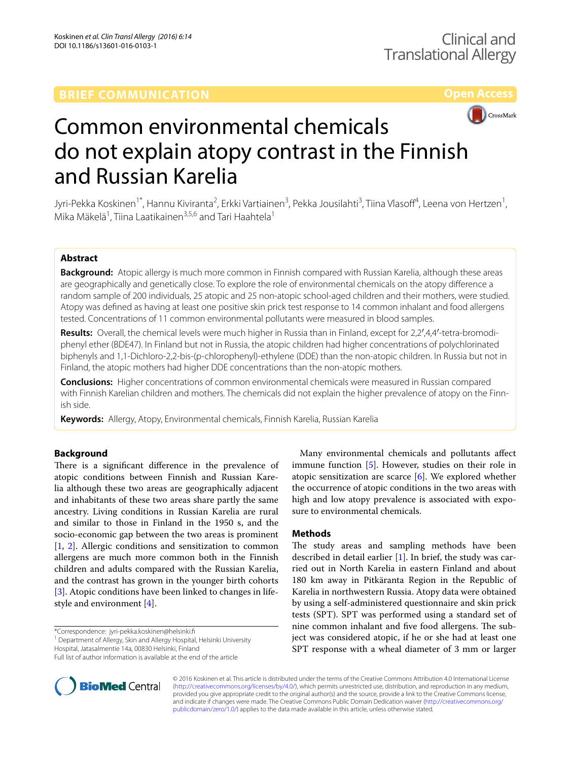BRIEF COMMUNICATION

Open Access

# Common environmental chemicals do not explain atopy contrast in the Finnish and Russian Karelia

Jyri-Pekka Koskinen[1*], Hannu Kiviranta[2], Erkki Vartiainen[3], Pekka Jousilahti[3], Tiina Vlasoff[4], Leena von Hertzen[1], Mika Mäkelä[1], Tiina Laatikainen[3,5,6] and Tari Haahtela[1]

## Abstract

**Background:** Atopic allergy is much more common in Finnish compared with Russian Karelia, although these areas are geographically and genetically close. To explore the role of environmental chemicals on the atopy difference a random sample of 200 individuals, 25 atopic and 25 non-atopic school-aged children and their mothers, were studied. Atopy was defined as having at least one positive skin prick test response to 14 common inhalant and food allergens tested. Concentrations of 11 common environmental pollutants were measured in blood samples.

**Results:** Overall, the chemical levels were much higher in Russia than in Finland, except for 2,2′,4,4′-tetra-bromodiphenyl ether (BDE47). In Finland but not in Russia, the atopic children had higher concentrations of polychlorinated biphenyls and 1,1-Dichloro-2,2-bis-(p-chlorophenyl)-ethylene (DDE) than the non-atopic children. In Russia but not in Finland, the atopic mothers had higher DDE concentrations than the non-atopic mothers.

**Conclusions:** Higher concentrations of common environmental chemicals were measured in Russian compared with Finnish Karelian children and mothers. The chemicals did not explain the higher prevalence of atopy on the Finnish side.

**Keywords:** Allergy, Atopy, Environmental chemicals, Finnish Karelia, Russian Karelia

## Background

There is a significant difference in the prevalence of atopic conditions between Finnish and Russian Karelia although these two areas are geographically adjacent and inhabitants of these two areas share partly the same ancestry. Living conditions in Russian Karelia are rural and similar to those in Finland in the 1950 s, and the socio-economic gap between the two areas is prominent [1, 2]. Allergic conditions and sensitization to common allergens are much more common both in the Finnish children and adults compared with the Russian Karelia, and the contrast has grown in the younger birth cohorts [3]. Atopic conditions have been linked to changes in lifestyle and environment [4].

Many environmental chemicals and pollutants affect immune function [5]. However, studies on their role in atopic sensitization are scarce [6]. We explored whether the occurrence of atopic conditions in the two areas with high and low atopy prevalence is associated with exposure to environmental chemicals.

## Methods

The study areas and sampling methods have been described in detail earlier [1]. In brief, the study was carried out in North Karelia in eastern Finland and about 180 km away in Pitkäranta Region in the Republic of Karelia in northwestern Russia. Atopy data were obtained by using a self-administered questionnaire and skin prick tests (SPT). SPT was performed using a standard set of nine common inhalant and five food allergens. The subject was considered atopic, if he or she had at least one SPT response with a wheal diameter of 3 mm or larger

*Correspondence: jyri-pekka.koskinen@helsinki.fi
[1] Department of Allergy, Skin and Allergy Hospital, Helsinki University Hospital, Jatasalmentie 14a, 00830 Helsinki, Finland
Full list of author information is available at the end of the article

© 2016 Koskinen et al. This article is distributed under the terms of the Creative Commons Attribution 4.0 International License (http://creativecommons.org/licenses/by/4.0/), which permits unrestricted use, distribution, and reproduction in any medium, provided you give appropriate credit to the original author(s) and the source, provide a link to the Creative Commons license, and indicate if changes were made. The Creative Commons Public Domain Dedication waiver (http://creativecommons.org/publicdomain/zero/1.0/) applies to the data made available in this article, unless otherwise stated.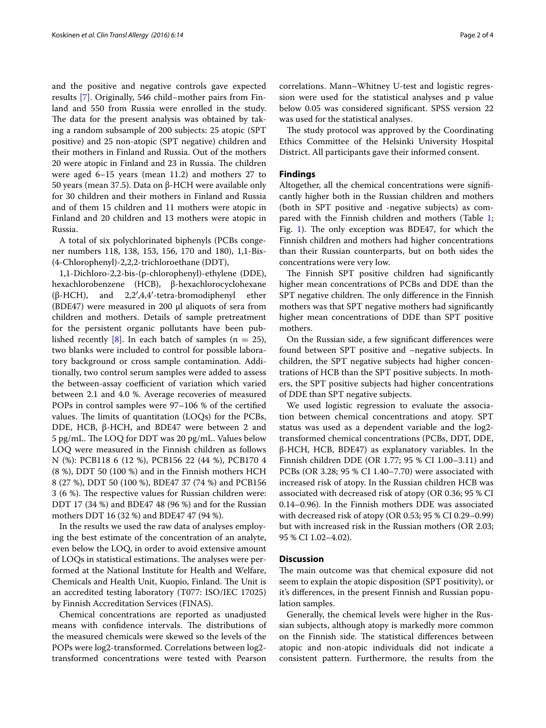and the positive and negative controls gave expected results [7]. Originally, 546 child–mother pairs from Finland and 550 from Russia were enrolled in the study. The data for the present analysis was obtained by taking a random subsample of 200 subjects: 25 atopic (SPT positive) and 25 non-atopic (SPT negative) children and their mothers in Finland and Russia. Out of the mothers 20 were atopic in Finland and 23 in Russia. The children were aged 6–15 years (mean 11.2) and mothers 27 to 50 years (mean 37.5). Data on β-HCH were available only for 30 children and their mothers in Finland and Russia and of them 15 children and 11 mothers were atopic in Finland and 20 children and 13 mothers were atopic in Russia.

A total of six polychlorinated biphenyls (PCBs congener numbers 118, 138, 153, 156, 170 and 180), 1,1-Bis-(4-Chlorophenyl)-2,2,2-trichloroethane (DDT), 1,1-Dichloro-2,2-bis-(p-chlorophenyl)-ethylene (DDE), hexachlorobenzene (HCB), β-hexachlorocyclohexane (β-HCH), and 2,2′,4,4′-tetra-bromodiphenyl ether (BDE47) were measured in 200 μl aliquots of sera from children and mothers. Details of sample pretreatment for the persistent organic pollutants have been published recently [8]. In each batch of samples ($n = 25$), two blanks were included to control for possible laboratory background or cross sample contamination. Additionally, two control serum samples were added to assess the between-assay coefficient of variation which varied between 2.1 and 4.0 %. Average recoveries of measured POPs in control samples were 97–106 % of the certified values. The limits of quantitation (LOQs) for the PCBs, DDE, HCB, β-HCH, and BDE47 were between 2 and 5 pg/mL. The LOQ for DDT was 20 pg/mL. Values below LOQ were measured in the Finnish children as follows N (%): PCB118 6 (12 %), PCB156 22 (44 %), PCB170 4 (8 %), DDT 50 (100 %) and in the Finnish mothers HCH 8 (27 %), DDT 50 (100 %), BDE47 37 (74 %) and PCB156 3 (6 %). The respective values for Russian children were: DDT 17 (34 %) and BDE47 48 (96 %) and for the Russian mothers DDT 16 (32 %) and BDE47 47 (94 %).

In the results we used the raw data of analyses employing the best estimate of the concentration of an analyte, even below the LOQ, in order to avoid extensive amount of LOQs in statistical estimations. The analyses were performed at the National Institute for Health and Welfare, Chemicals and Health Unit, Kuopio, Finland. The Unit is an accredited testing laboratory (T077: ISO/IEC 17025) by Finnish Accreditation Services (FINAS).

Chemical concentrations are reported as unadjusted means with confidence intervals. The distributions of the measured chemicals were skewed so the levels of the POPs were log2-transformed. Correlations between log2-transformed concentrations were tested with Pearson correlations. Mann–Whitney U-test and logistic regression were used for the statistical analyses and p value below 0.05 was considered significant. SPSS version 22 was used for the statistical analyses.

The study protocol was approved by the Coordinating Ethics Committee of the Helsinki University Hospital District. All participants gave their informed consent.

## Findings

Altogether, all the chemical concentrations were significantly higher both in the Russian children and mothers (both in SPT positive and -negative subjects) as compared with the Finnish children and mothers (Table 1; Fig. 1). The only exception was BDE47, for which the Finnish children and mothers had higher concentrations than their Russian counterparts, but on both sides the concentrations were very low.

The Finnish SPT positive children had significantly higher mean concentrations of PCBs and DDE than the SPT negative children. The only difference in the Finnish mothers was that SPT negative mothers had significantly higher mean concentrations of DDE than SPT positive mothers.

On the Russian side, a few significant differences were found between SPT positive and –negative subjects. In children, the SPT negative subjects had higher concentrations of HCB than the SPT positive subjects. In mothers, the SPT positive subjects had higher concentrations of DDE than SPT negative subjects.

We used logistic regression to evaluate the association between chemical concentrations and atopy. SPT status was used as a dependent variable and the log2-transformed chemical concentrations (PCBs, DDT, DDE, β-HCH, HCB, BDE47) as explanatory variables. In the Finnish children DDE (OR 1.77; 95 % CI 1.00–3.11) and PCBs (OR 3.28; 95 % CI 1.40–7.70) were associated with increased risk of atopy. In the Russian children HCB was associated with decreased risk of atopy (OR 0.36; 95 % CI 0.14–0.96). In the Finnish mothers DDE was associated with decreased risk of atopy (OR 0.53; 95 % CI 0.29–0.99) but with increased risk in the Russian mothers (OR 2.03; 95 % CI 1.02–4.02).

## Discussion

The main outcome was that chemical exposure did not seem to explain the atopic disposition (SPT positivity), or it's differences, in the present Finnish and Russian population samples.

Generally, the chemical levels were higher in the Russian subjects, although atopy is markedly more common on the Finnish side. The statistical differences between atopic and non-atopic individuals did not indicate a consistent pattern. Furthermore, the results from the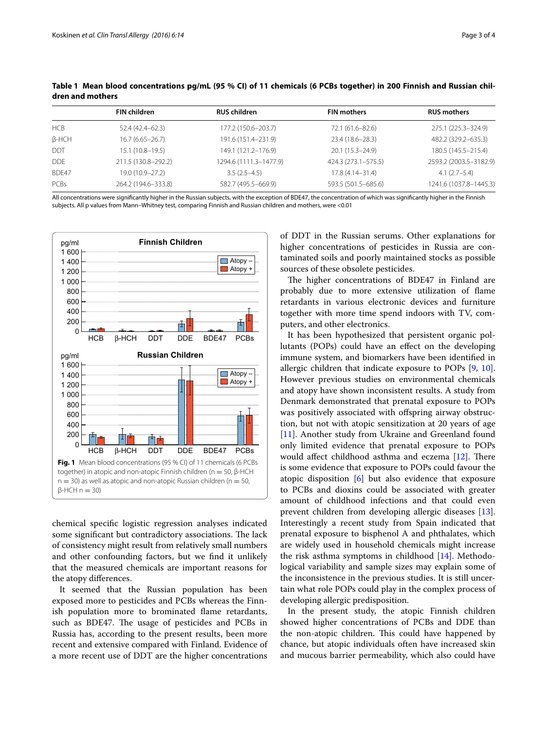**Table 1 Mean blood concentrations pg/mL (95 % CI) of 11 chemicals (6 PCBs together) in 200 Finnish and Russian children and mothers**

| | FIN children | RUS children | FIN mothers | RUS mothers |
|---|---|---|---|---|
| HCB | 52.4 (42.4–62.3) | 177.2 (150.6–203.7) | 72.1 (61.6–82.6) | 275.1 (225.3–324.9) |
| β-HCH | 16.7 (6.65–26.7) | 191.6 (151.4–231.9) | 23.4 (18.6–28.3) | 482.2 (329.2–635.3) |
| DDT | 15.1 (10.8–19.5) | 149.1 (121.2–176.9) | 20.1 (15.3–24.9) | 180.5 (145.5–215.4) |
| DDE | 211.5 (130.8–292.2) | 1294.6 (1111.3–1477.9) | 424.3 (273.1–575.5) | 2593.2 (2003.5–3182.9) |
| BDE47 | 19.0 (10.9–27.2) | 3.5 (2.5–4.5) | 17.8 (4.14–31.4) | 4.1 (2.7–5.4) |
| PCBs | 264.2 (194.6–333.8) | 582.7 (495.5–669.9) | 593.5 (501.5–685.6) | 1241.6 (1037.8–1445.3) |

All concentrations were significantly higher in the Russian subjects, with the exception of BDE47, the concentration of which was significantly higher in the Finnish subjects. All p values from Mann–Whitney test, comparing Finnish and Russian children and mothers, were <0.01

**Fig. 1** Mean blood concentrations (95 % CI) of 11 chemicals (6 PCBs together) in atopic and non-atopic Finnish children (n = 50, β-HCH n = 30) as well as atopic and non-atopic Russian children (n = 50, β-HCH n = 30)

chemical specific logistic regression analyses indicated some significant but contradictory associations. The lack of consistency might result from relatively small numbers and other confounding factors, but we find it unlikely that the measured chemicals are important reasons for the atopy differences.

It seemed that the Russian population has been exposed more to pesticides and PCBs whereas the Finnish population more to brominated flame retardants, such as BDE47. The usage of pesticides and PCBs in Russia has, according to the present results, been more recent and extensive compared with Finland. Evidence of a more recent use of DDT are the higher concentrations of DDT in the Russian serums. Other explanations for higher concentrations of pesticides in Russia are contaminated soils and poorly maintained stocks as possible sources of these obsolete pesticides.

The higher concentrations of BDE47 in Finland are probably due to more extensive utilization of flame retardants in various electronic devices and furniture together with more time spend indoors with TV, computers, and other electronics.

It has been hypothesized that persistent organic pollutants (POPs) could have an effect on the developing immune system, and biomarkers have been identified in allergic children that indicate exposure to POPs [9, 10]. However previous studies on environmental chemicals and atopy have shown inconsistent results. A study from Denmark demonstrated that prenatal exposure to POPs was positively associated with offspring airway obstruction, but not with atopic sensitization at 20 years of age [11]. Another study from Ukraine and Greenland found only limited evidence that prenatal exposure to POPs would affect childhood asthma and eczema [12]. There is some evidence that exposure to POPs could favour the atopic disposition [6] but also evidence that exposure to PCBs and dioxins could be associated with greater amount of childhood infections and that could even prevent children from developing allergic diseases [13]. Interestingly a recent study from Spain indicated that prenatal exposure to bisphenol A and phthalates, which are widely used in household chemicals might increase the risk asthma symptoms in childhood [14]. Methodological variability and sample sizes may explain some of the inconsistence in the previous studies. It is still uncertain what role POPs could play in the complex process of developing allergic predisposition.

In the present study, the atopic Finnish children showed higher concentrations of PCBs and DDE than the non-atopic children. This could have happened by chance, but atopic individuals often have increased skin and mucous barrier permeability, which also could have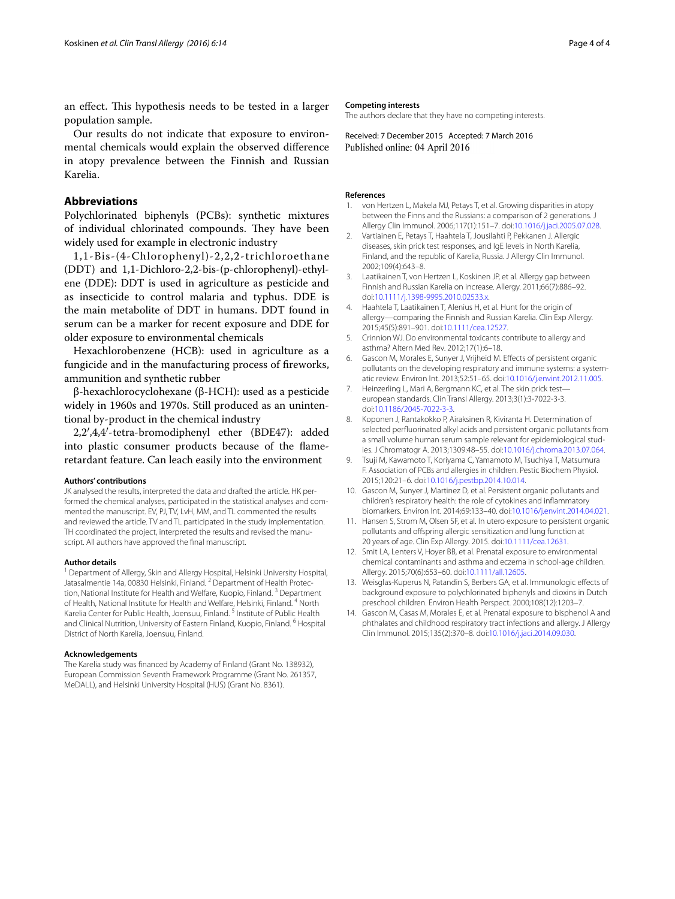an effect. This hypothesis needs to be tested in a larger population sample.

Our results do not indicate that exposure to environmental chemicals would explain the observed difference in atopy prevalence between the Finnish and Russian Karelia.

## Abbreviations

Polychlorinated biphenyls (PCBs): synthetic mixtures of individual chlorinated compounds. They have been widely used for example in electronic industry

1,1-Bis-(4-Chlorophenyl)-2,2,2-trichloroethane (DDT) and 1,1-Dichloro-2,2-bis-(p-chlorophenyl)-ethylene (DDE): DDT is used in agriculture as pesticide and as insecticide to control malaria and typhus. DDE is the main metabolite of DDT in humans. DDT found in serum can be a marker for recent exposure and DDE for older exposure to environmental chemicals

Hexachlorobenzene (HCB): used in agriculture as a fungicide and in the manufacturing process of fireworks, ammunition and synthetic rubber

β-hexachlorocyclohexane (β-HCH): used as a pesticide widely in 1960s and 1970s. Still produced as an unintentional by-product in the chemical industry

2,2′,4,4′-tetra-bromodiphenyl ether (BDE47): added into plastic consumer products because of the flame-retardant feature. Can leach easily into the environment

### Authors' contributions

JK analysed the results, interpreted the data and drafted the article. HK performed the chemical analyses, participated in the statistical analyses and commented the manuscript. EV, PJ, TV, LvH, MM, and TL commented the results and reviewed the article. TV and TL participated in the study implementation. TH coordinated the project, interpreted the results and revised the manuscript. All authors have approved the final manuscript.

### Author details

[1] Department of Allergy, Skin and Allergy Hospital, Helsinki University Hospital, Jatasalmentie 14a, 00830 Helsinki, Finland. [2] Department of Health Protection, National Institute for Health and Welfare, Kuopio, Finland. [3] Department of Health, National Institute for Health and Welfare, Helsinki, Finland. [4] North Karelia Center for Public Health, Joensuu, Finland. [5] Institute of Public Health and Clinical Nutrition, University of Eastern Finland, Kuopio, Finland. [6] Hospital District of North Karelia, Joensuu, Finland.

### Acknowledgements

The Karelia study was financed by Academy of Finland (Grant No. 138932), European Commission Seventh Framework Programme (Grant No. 261357, MeDALL), and Helsinki University Hospital (HUS) (Grant No. 8361).

### Competing interests

The authors declare that they have no competing interests.

Received: 7 December 2015 Accepted: 7 March 2016
Published online: 04 April 2016

### References

1. von Hertzen L, Makela MJ, Petays T, et al. Growing disparities in atopy between the Finns and the Russians: a comparison of 2 generations. J Allergy Clin Immunol. 2006;117(1):151–7. doi:10.1016/j.jaci.2005.07.028.
2. Vartiainen E, Petays T, Haahtela T, Jousilahti P, Pekkanen J. Allergic diseases, skin prick test responses, and IgE levels in North Karelia, Finland, and the republic of Karelia, Russia. J Allergy Clin Immunol. 2002;109(4):643–8.
3. Laatikainen T, von Hertzen L, Koskinen JP, et al. Allergy gap between Finnish and Russian Karelia on increase. Allergy. 2011;66(7):886–92. doi:10.1111/j.1398-9995.2010.02533.x.
4. Haahtela T, Laatikainen T, Alenius H, et al. Hunt for the origin of allergy—comparing the Finnish and Russian Karelia. Clin Exp Allergy. 2015;45(5):891–901. doi:10.1111/cea.12527.
5. Crinnion WJ. Do environmental toxicants contribute to allergy and asthma? Altern Med Rev. 2012;17(1):6–18.
6. Gascon M, Morales E, Sunyer J, Vrijheid M. Effects of persistent organic pollutants on the developing respiratory and immune systems: a systematic review. Environ Int. 2013;52:51–65. doi:10.1016/j.envint.2012.11.005.
7. Heinzerling L, Mari A, Bergmann KC, et al. The skin prick test—european standards. Clin Transl Allergy. 2013;3(1):3-7022-3-3. doi:10.1186/2045-7022-3-3.
8. Koponen J, Rantakokko P, Airaksinen R, Kiviranta H. Determination of selected perfluorinated alkyl acids and persistent organic pollutants from a small volume human serum sample relevant for epidemiological studies. J Chromatogr A. 2013;1309:48–55. doi:10.1016/j.chroma.2013.07.064.
9. Tsuji M, Kawamoto T, Koriyama C, Yamamoto M, Tsuchiya T, Matsumura F. Association of PCBs and allergies in children. Pestic Biochem Physiol. 2015;120:21–6. doi:10.1016/j.pestbp.2014.10.014.
10. Gascon M, Sunyer J, Martinez D, et al. Persistent organic pollutants and children's respiratory health: the role of cytokines and inflammatory biomarkers. Environ Int. 2014;69:133–40. doi:10.1016/j.envint.2014.04.021.
11. Hansen S, Strom M, Olsen SF, et al. In utero exposure to persistent organic pollutants and offspring allergic sensitization and lung function at 20 years of age. Clin Exp Allergy. 2015. doi:10.1111/cea.12631.
12. Smit LA, Lenters V, Hoyer BB, et al. Prenatal exposure to environmental chemical contaminants and asthma and eczema in school-age children. Allergy. 2015;70(6):653–60. doi:10.1111/all.12605.
13. Weisglas-Kuperus N, Patandin S, Berbers GA, et al. Immunologic effects of background exposure to polychlorinated biphenyls and dioxins in Dutch preschool children. Environ Health Perspect. 2000;108(12):1203–7.
14. Gascon M, Casas M, Morales E, et al. Prenatal exposure to bisphenol A and phthalates and childhood respiratory tract infections and allergy. J Allergy Clin Immunol. 2015;135(2):370–8. doi:10.1016/j.jaci.2014.09.030.